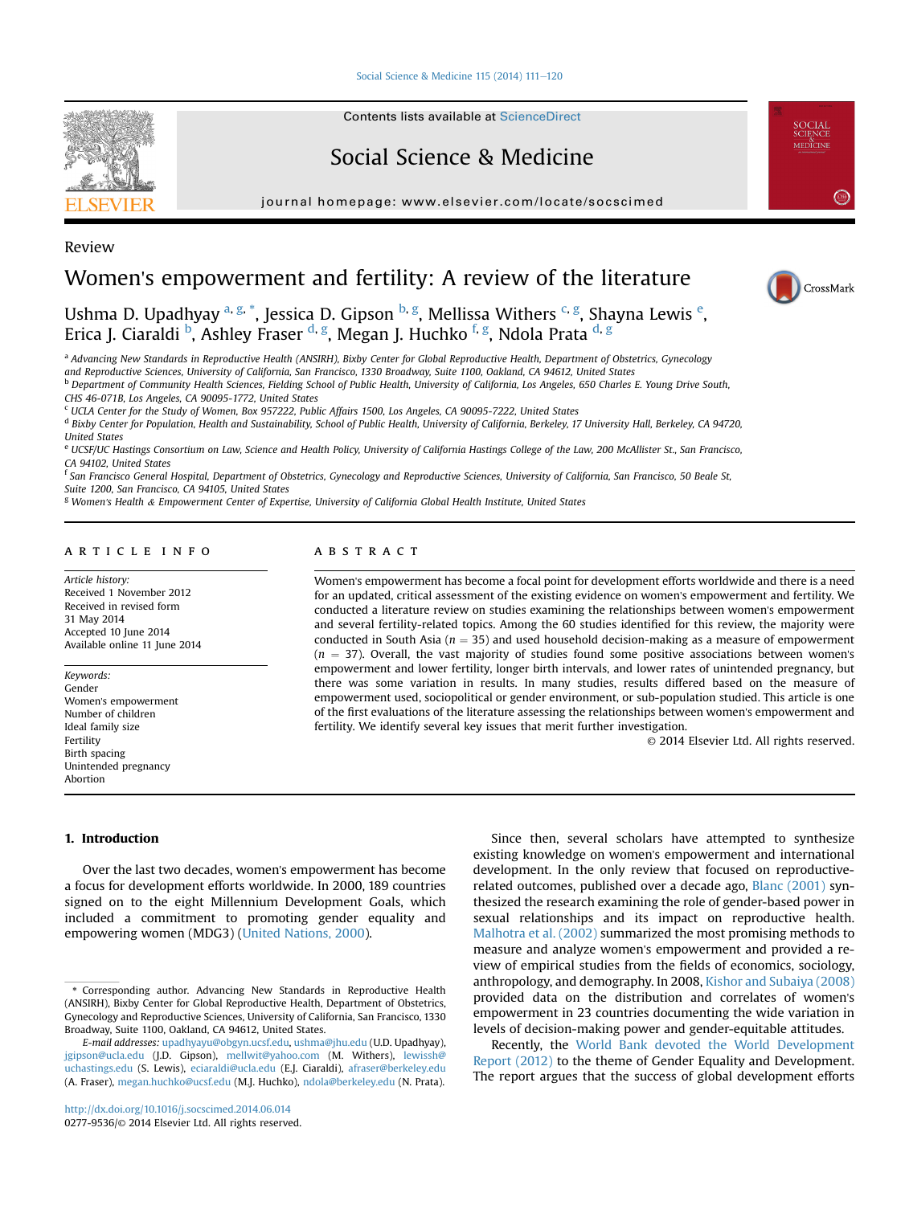Review

# Women's empowerment and fertility: A review of the literature

Ushma D. Upadhyay [a, g, *], Jessica D. Gipson [b, g], Mellissa Withers [c, g], Shayna Lewis [e], Erica J. Ciaraldi [b], Ashley Fraser [d, g], Megan J. Huchko [f, g], Ndola Prata [d, g]

[a] Advancing New Standards in Reproductive Health (ANSIRH), Bixby Center for Global Reproductive Health, Department of Obstetrics, Gynecology and Reproductive Sciences, University of California, San Francisco, 1330 Broadway, Suite 1100, Oakland, CA 94612, United States

[b] Department of Community Health Sciences, Fielding School of Public Health, University of California, Los Angeles, 650 Charles E. Young Drive South, CHS 46-071B, Los Angeles, CA 90095-1772, United States

[c] UCLA Center for the Study of Women, Box 957222, Public Affairs 1500, Los Angeles, CA 90095-7222, United States

[d] Bixby Center for Population, Health and Sustainability, School of Public Health, University of California, Berkeley, 17 University Hall, Berkeley, CA 94720, United States

[e] UCSF/UC Hastings Consortium on Law, Science and Health Policy, University of California Hastings College of the Law, 200 McAllister St., San Francisco, CA 94102, United States

[f] San Francisco General Hospital, Department of Obstetrics, Gynecology and Reproductive Sciences, University of California, San Francisco, 50 Beale St, Suite 1200, San Francisco, CA 94105, United States

[g] Women's Health & Empowerment Center of Expertise, University of California Global Health Institute, United States

## ARTICLE INFO

*Article history:*
Received 1 November 2012
Received in revised form 31 May 2014
Accepted 10 June 2014
Available online 11 June 2014

*Keywords:*
Gender
Women's empowerment
Number of children
Ideal family size
Fertility
Birth spacing
Unintended pregnancy
Abortion

## ABSTRACT

Women's empowerment has become a focal point for development efforts worldwide and there is a need for an updated, critical assessment of the existing evidence on women's empowerment and fertility. We conducted a literature review on studies examining the relationships between women's empowerment and several fertility-related topics. Among the 60 studies identified for this review, the majority were conducted in South Asia ($n = 35$) and used household decision-making as a measure of empowerment ($n = 37$). Overall, the vast majority of studies found some positive associations between women's empowerment and lower fertility, longer birth intervals, and lower rates of unintended pregnancy, but there was some variation in results. In many studies, results differed based on the measure of empowerment used, sociopolitical or gender environment, or sub-population studied. This article is one of the first evaluations of the literature assessing the relationships between women's empowerment and fertility. We identify several key issues that merit further investigation.

© 2014 Elsevier Ltd. All rights reserved.

## 1. Introduction

Over the last two decades, women's empowerment has become a focus for development efforts worldwide. In 2000, 189 countries signed on to the eight Millennium Development Goals, which included a commitment to promoting gender equality and empowering women (MDG3) (United Nations, 2000).

Since then, several scholars have attempted to synthesize existing knowledge on women's empowerment and international development. In the only review that focused on reproductive-related outcomes, published over a decade ago, Blanc (2001) synthesized the research examining the role of gender-based power in sexual relationships and its impact on reproductive health. Malhotra et al. (2002) summarized the most promising methods to measure and analyze women's empowerment and provided a review of empirical studies from the fields of economics, sociology, anthropology, and demography. In 2008, Kishor and Subaiya (2008) provided data on the distribution and correlates of women's empowerment in 23 countries documenting the wide variation in levels of decision-making power and gender-equitable attitudes.

Recently, the World Bank devoted the World Development Report (2012) to the theme of Gender Equality and Development. The report argues that the success of global development efforts

---

* Corresponding author. Advancing New Standards in Reproductive Health (ANSIRH), Bixby Center for Global Reproductive Health, Department of Obstetrics, Gynecology and Reproductive Sciences, University of California, San Francisco, 1330 Broadway, Suite 1100, Oakland, CA 94612, United States.

*E-mail addresses:* upadhyayu@obgyn.ucsf.edu, ushma@jhu.edu (U.D. Upadhyay), jgipson@ucla.edu (J.D. Gipson), mellwit@yahoo.com (M. Withers), lewissh@uchastings.edu (S. Lewis), eciaraldi@ucla.edu (E.J. Ciaraldi), afraser@berkeley.edu (A. Fraser), megan.huchko@ucsf.edu (M.J. Huchko), ndola@berkeley.edu (N. Prata).

http://dx.doi.org/10.1016/j.socscimed.2014.06.014
0277-9536/© 2014 Elsevier Ltd. All rights reserved.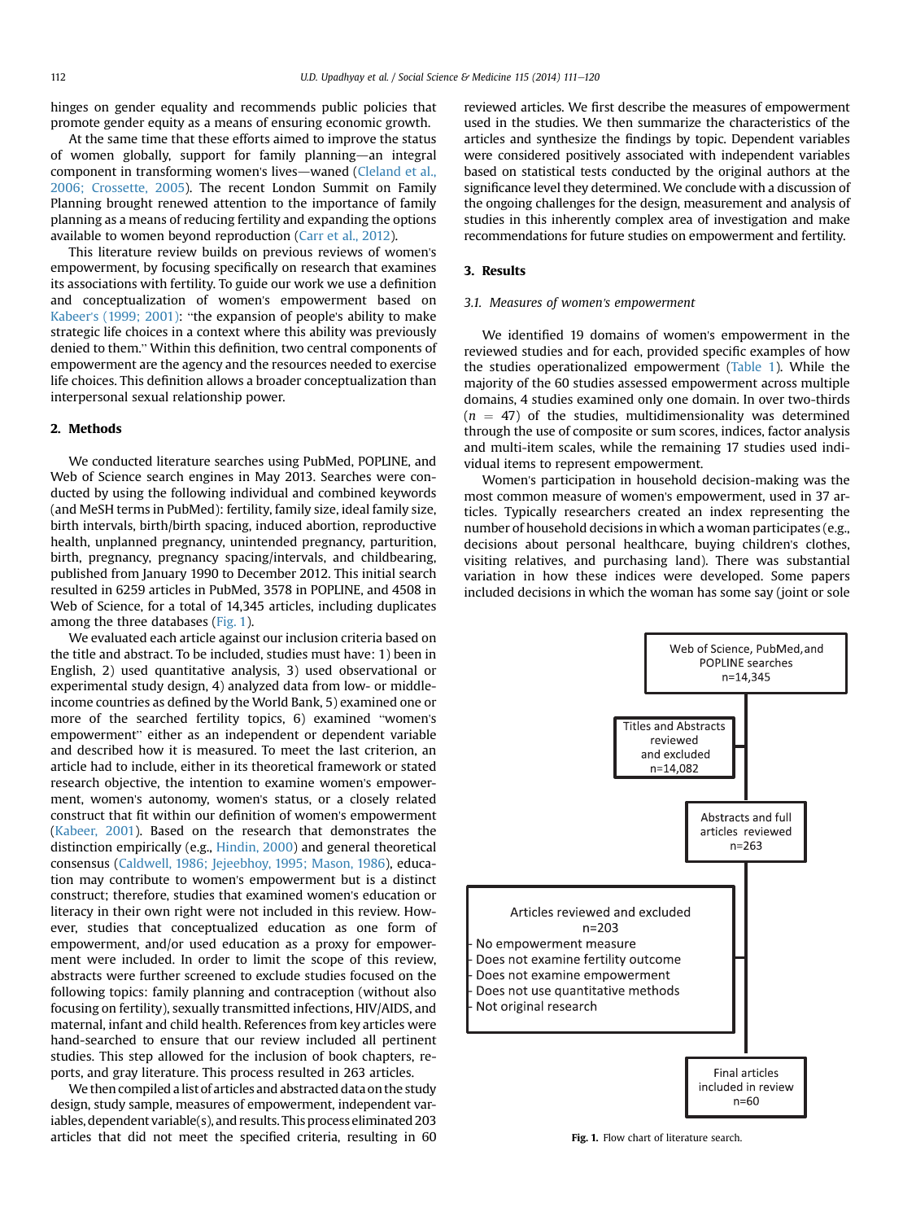hinges on gender equality and recommends public policies that promote gender equity as a means of ensuring economic growth.

At the same time that these efforts aimed to improve the status of women globally, support for family planning—an integral component in transforming women's lives—waned (Cleland et al., 2006; Crossette, 2005). The recent London Summit on Family Planning brought renewed attention to the importance of family planning as a means of reducing fertility and expanding the options available to women beyond reproduction (Carr et al., 2012).

This literature review builds on previous reviews of women's empowerment, by focusing specifically on research that examines its associations with fertility. To guide our work we use a definition and conceptualization of women's empowerment based on Kabeer's (1999; 2001): "the expansion of people's ability to make strategic life choices in a context where this ability was previously denied to them." Within this definition, two central components of empowerment are the agency and the resources needed to exercise life choices. This definition allows a broader conceptualization than interpersonal sexual relationship power.

## 2. Methods

We conducted literature searches using PubMed, POPLINE, and Web of Science search engines in May 2013. Searches were conducted by using the following individual and combined keywords (and MeSH terms in PubMed): fertility, family size, ideal family size, birth intervals, birth/birth spacing, induced abortion, reproductive health, unplanned pregnancy, unintended pregnancy, parturition, birth, pregnancy, pregnancy spacing/intervals, and childbearing, published from January 1990 to December 2012. This initial search resulted in 6259 articles in PubMed, 3578 in POPLINE, and 4508 in Web of Science, for a total of 14,345 articles, including duplicates among the three databases (Fig. 1).

We evaluated each article against our inclusion criteria based on the title and abstract. To be included, studies must have: 1) been in English, 2) used quantitative analysis, 3) used observational or experimental study design, 4) analyzed data from low- or middle-income countries as defined by the World Bank, 5) examined one or more of the searched fertility topics, 6) examined "women's empowerment" either as an independent or dependent variable and described how it is measured. To meet the last criterion, an article had to include, either in its theoretical framework or stated research objective, the intention to examine women's empowerment, women's autonomy, women's status, or a closely related construct that fit within our definition of women's empowerment (Kabeer, 2001). Based on the research that demonstrates the distinction empirically (e.g., Hindin, 2000) and general theoretical consensus (Caldwell, 1986; Jejeebhoy, 1995; Mason, 1986), education may contribute to women's empowerment but is a distinct construct; therefore, studies that examined women's education or literacy in their own right were not included in this review. However, studies that conceptualized education as one form of empowerment, and/or used education as a proxy for empowerment were included. In order to limit the scope of this review, abstracts were further screened to exclude studies focused on the following topics: family planning and contraception (without also focusing on fertility), sexually transmitted infections, HIV/AIDS, and maternal, infant and child health. References from key articles were hand-searched to ensure that our review included all pertinent studies. This step allowed for the inclusion of book chapters, reports, and gray literature. This process resulted in 263 articles.

We then compiled a list of articles and abstracted data on the study design, study sample, measures of empowerment, independent variables, dependent variable(s), and results. This process eliminated 203 articles that did not meet the specified criteria, resulting in 60 reviewed articles. We first describe the measures of empowerment used in the studies. We then summarize the characteristics of the articles and synthesize the findings by topic. Dependent variables were considered positively associated with independent variables based on statistical tests conducted by the original authors at the significance level they determined. We conclude with a discussion of the ongoing challenges for the design, measurement and analysis of studies in this inherently complex area of investigation and make recommendations for future studies on empowerment and fertility.

## 3. Results

### 3.1. Measures of women's empowerment

We identified 19 domains of women's empowerment in the reviewed studies and for each, provided specific examples of how the studies operationalized empowerment (Table 1). While the majority of the 60 studies assessed empowerment across multiple domains, 4 studies examined only one domain. In over two-thirds ($n = 47$) of the studies, multidimensionality was determined through the use of composite or sum scores, indices, factor analysis and multi-item scales, while the remaining 17 studies used individual items to represent empowerment.

Women's participation in household decision-making was the most common measure of women's empowerment, used in 37 articles. Typically researchers created an index representing the number of household decisions in which a woman participates (e.g., decisions about personal healthcare, buying children's clothes, visiting relatives, and purchasing land). There was substantial variation in how these indices were developed. Some papers included decisions in which the woman has some say (joint or sole

Web of Science, PubMed, and POPLINE searches
n=14,345

Titles and Abstracts reviewed and excluded
n=14,082

Abstracts and full articles reviewed
n=263

Articles reviewed and excluded
n=203
- No empowerment measure
- Does not examine fertility outcome
- Does not examine empowerment
- Does not use quantitative methods
- Not original research

Final articles included in review
n=60

**Fig. 1.** Flow chart of literature search.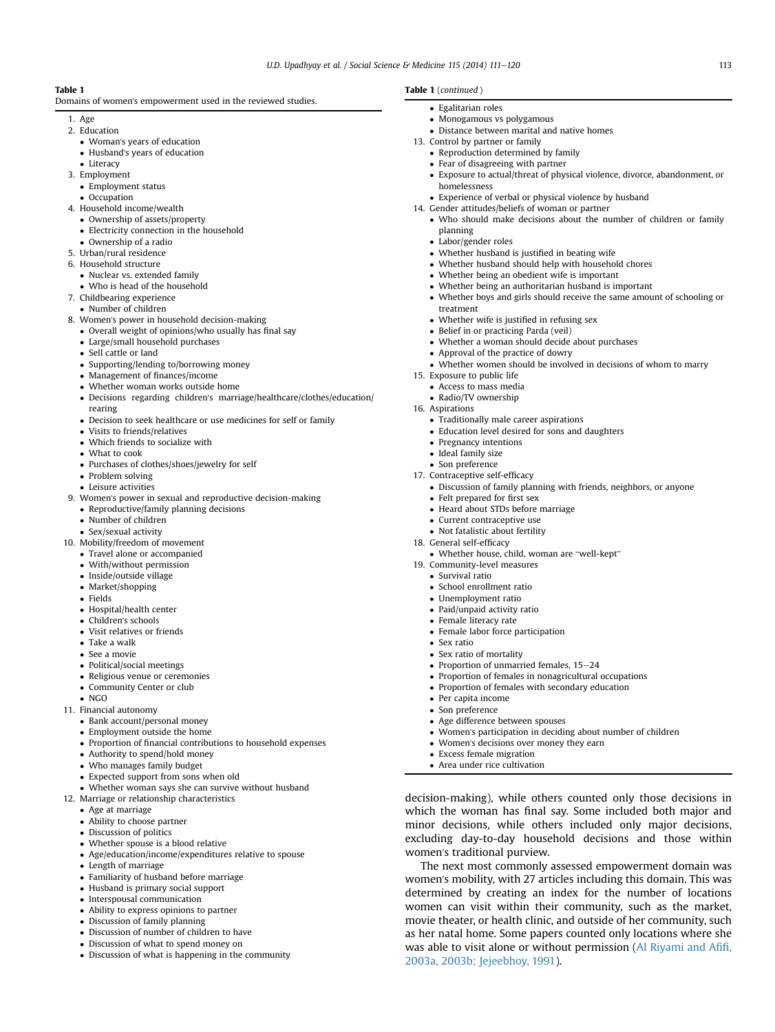**Table 1**
Domains of women's empowerment used in the reviewed studies.

1. Age
2. Education
   - Woman's years of education
   - Husband's years of education
   - Literacy
3. Employment
   - Employment status
   - Occupation
4. Household income/wealth
   - Ownership of assets/property
   - Electricity connection in the household
   - Ownership of a radio
5. Urban/rural residence
6. Household structure
   - Nuclear vs. extended family
   - Who is head of the household
7. Childbearing experience
   - Number of children
8. Women's power in household decision-making
   - Overall weight of opinions/who usually has final say
   - Large/small household purchases
   - Sell cattle or land
   - Supporting/lending to/borrowing money
   - Management of finances/income
   - Whether woman works outside home
   - Decisions regarding children's marriage/healthcare/clothes/education/rearing
   - Decision to seek healthcare or use medicines for self or family
   - Visits to friends/relatives
   - Which friends to socialize with
   - What to cook
   - Purchases of clothes/shoes/jewelry for self
   - Problem solving
   - Leisure activities
9. Women's power in sexual and reproductive decision-making
   - Reproductive/family planning decisions
   - Number of children
   - Sex/sexual activity
10. Mobility/freedom of movement
    - Travel alone or accompanied
    - With/without permission
    - Inside/outside village
    - Market/shopping
    - Fields
    - Hospital/health center
    - Children's schools
    - Visit relatives or friends
    - Take a walk
    - See a movie
    - Political/social meetings
    - Religious venue or ceremonies
    - Community Center or club
    - NGO
11. Financial autonomy
    - Bank account/personal money
    - Employment outside the home
    - Proportion of financial contributions to household expenses
    - Authority to spend/hold money
    - Who manages family budget
    - Expected support from sons when old
    - Whether woman says she can survive without husband
12. Marriage or relationship characteristics
    - Age at marriage
    - Ability to choose partner
    - Discussion of politics
    - Whether spouse is a blood relative
    - Age/education/income/expenditures relative to spouse
    - Length of marriage
    - Familiarity of husband before marriage
    - Husband is primary social support
    - Interspousal communication
    - Ability to express opinions to partner
    - Discussion of family planning
    - Discussion of number of children to have
    - Discussion of what to spend money on
    - Discussion of what is happening in the community
    - Egalitarian roles
    - Monogamous vs polygamous
    - Distance between marital and native homes
13. Control by partner or family
    - Reproduction determined by family
    - Fear of disagreeing with partner
    - Exposure to actual/threat of physical violence, divorce, abandonment, or homelessness
    - Experience of verbal or physical violence by husband
14. Gender attitudes/beliefs of woman or partner
    - Who should make decisions about the number of children or family planning
    - Labor/gender roles
    - Whether husband is justified in beating wife
    - Whether husband should help with household chores
    - Whether being an obedient wife is important
    - Whether being an authoritarian husband is important
    - Whether boys and girls should receive the same amount of schooling or treatment
    - Whether wife is justified in refusing sex
    - Belief in or practicing Parda (veil)
    - Whether a woman should decide about purchases
    - Approval of the practice of dowry
    - Whether women should be involved in decisions of whom to marry
15. Exposure to public life
    - Access to mass media
    - Radio/TV ownership
16. Aspirations
    - Traditionally male career aspirations
    - Education level desired for sons and daughters
    - Pregnancy intentions
    - Ideal family size
    - Son preference
17. Contraceptive self-efficacy
    - Discussion of family planning with friends, neighbors, or anyone
    - Felt prepared for first sex
    - Heard about STDs before marriage
    - Current contraceptive use
    - Not fatalistic about fertility
18. General self-efficacy
    - Whether house, child, woman are "well-kept"
19. Community-level measures
    - Survival ratio
    - School enrollment ratio
    - Unemployment ratio
    - Paid/unpaid activity ratio
    - Female literacy rate
    - Female labor force participation
    - Sex ratio
    - Sex ratio of mortality
    - Proportion of unmarried females, 15–24
    - Proportion of females in nonagricultural occupations
    - Proportion of females with secondary education
    - Per capita income
    - Son preference
    - Age difference between spouses
    - Women's participation in deciding about number of children
    - Women's decisions over money they earn
    - Excess female migration
    - Area under rice cultivation

decision-making), while others counted only those decisions in which the woman has final say. Some included both major and minor decisions, while others included only major decisions, excluding day-to-day household decisions and those within women's traditional purview.

The next most commonly assessed empowerment domain was women's mobility, with 27 articles including this domain. This was determined by creating an index for the number of locations women can visit within their community, such as the market, movie theater, or health clinic, and outside of her community, such as her natal home. Some papers counted only locations where she was able to visit alone or without permission (Al Riyami and Afifi, 2003a, 2003b; Jejeebhoy, 1991).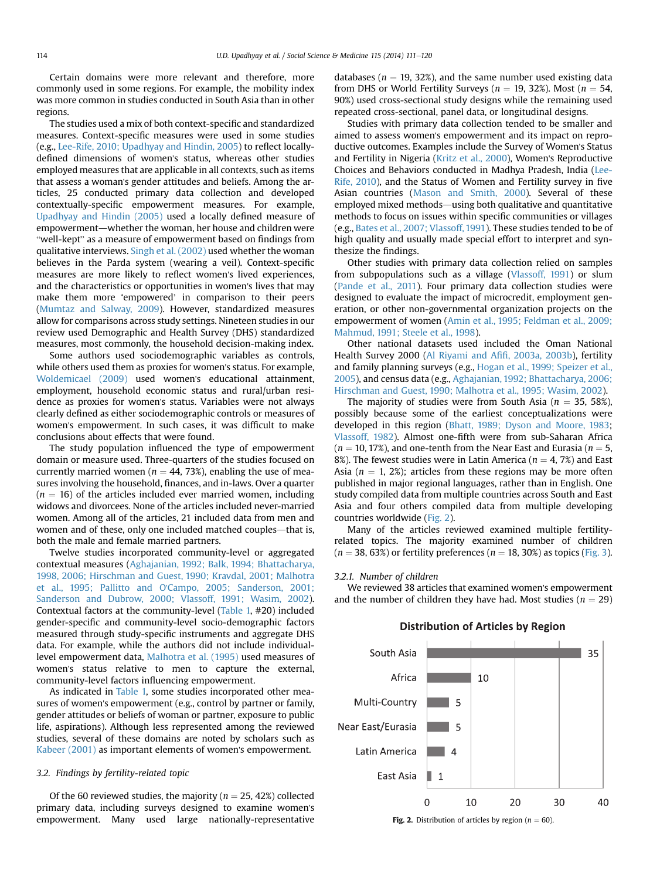Certain domains were more relevant and therefore, more commonly used in some regions. For example, the mobility index was more common in studies conducted in South Asia than in other regions.

The studies used a mix of both context-specific and standardized measures. Context-specific measures were used in some studies (e.g., Lee-Rife, 2010; Upadhyay and Hindin, 2005) to reflect locally-defined dimensions of women's status, whereas other studies employed measures that are applicable in all contexts, such as items that assess a woman's gender attitudes and beliefs. Among the articles, 25 conducted primary data collection and developed contextually-specific empowerment measures. For example, Upadhyay and Hindin (2005) used a locally defined measure of empowerment—whether the woman, her house and children were "well-kept" as a measure of empowerment based on findings from qualitative interviews. Singh et al. (2002) used whether the woman believes in the Parda system (wearing a veil). Context-specific measures are more likely to reflect women's lived experiences, and the characteristics or opportunities in women's lives that may make them more 'empowered' in comparison to their peers (Mumtaz and Salway, 2009). However, standardized measures allow for comparisons across study settings. Nineteen studies in our review used Demographic and Health Survey (DHS) standardized measures, most commonly, the household decision-making index.

Some authors used sociodemographic variables as controls, while others used them as proxies for women's status. For example, Woldemicael (2009) used women's educational attainment, employment, household economic status and rural/urban residence as proxies for women's status. Variables were not always clearly defined as either sociodemographic controls or measures of women's empowerment. In such cases, it was difficult to make conclusions about effects that were found.

The study population influenced the type of empowerment domain or measure used. Three-quarters of the studies focused on currently married women ($n = 44$, 73%), enabling the use of measures involving the household, finances, and in-laws. Over a quarter ($n = 16$) of the articles included ever married women, including widows and divorcees. None of the articles included never-married women. Among all of the articles, 21 included data from men and women and of these, only one included matched couples—that is, both the male and female married partners.

Twelve studies incorporated community-level or aggregated contextual measures (Aghajanian, 1992; Balk, 1994; Bhattacharya, 1998, 2006; Hirschman and Guest, 1990; Kravdal, 2001; Malhotra et al., 1995; Pallitto and O'Campo, 2005; Sanderson, 2001; Sanderson and Dubrow, 2000; Vlassoff, 1991; Wasim, 2002). Contextual factors at the community-level (Table 1, #20) included gender-specific and community-level socio-demographic factors measured through study-specific instruments and aggregate DHS data. For example, while the authors did not include individual-level empowerment data, Malhotra et al. (1995) used measures of women's status relative to men to capture the external, community-level factors influencing empowerment.

As indicated in Table 1, some studies incorporated other measures of women's empowerment (e.g., control by partner or family, gender attitudes or beliefs of woman or partner, exposure to public life, aspirations). Although less represented among the reviewed studies, several of these domains are noted by scholars such as Kabeer (2001) as important elements of women's empowerment.

### 3.2. Findings by fertility-related topic

Of the 60 reviewed studies, the majority ($n = 25$, 42%) collected primary data, including surveys designed to examine women's empowerment. Many used large nationally-representative databases ($n = 19$, 32%), and the same number used existing data from DHS or World Fertility Surveys ($n = 19$, 32%). Most ($n = 54$, 90%) used cross-sectional study designs while the remaining used repeated cross-sectional, panel data, or longitudinal designs.

Studies with primary data collection tended to be smaller and aimed to assess women's empowerment and its impact on reproductive outcomes. Examples include the Survey of Women's Status and Fertility in Nigeria (Kritz et al., 2000), Women's Reproductive Choices and Behaviors conducted in Madhya Pradesh, India (Lee-Rife, 2010), and the Status of Women and Fertility survey in five Asian countries (Mason and Smith, 2000). Several of these employed mixed methods—using both qualitative and quantitative methods to focus on issues within specific communities or villages (e.g., Bates et al., 2007; Vlassoff, 1991). These studies tended to be of high quality and usually made special effort to interpret and synthesize the findings.

Other studies with primary data collection relied on samples from subpopulations such as a village (Vlassoff, 1991) or slum (Pande et al., 2011). Four primary data collection studies were designed to evaluate the impact of microcredit, employment generation, or other non-governmental organization projects on the empowerment of women (Amin et al., 1995; Feldman et al., 2009; Mahmud, 1991; Steele et al., 1998).

Other national datasets used included the Oman National Health Survey 2000 (Al Riyami and Afifi, 2003a, 2003b), fertility and family planning surveys (e.g., Hogan et al., 1999; Speizer et al., 2005), and census data (e.g., Aghajanian, 1992; Bhattacharya, 2006; Hirschman and Guest, 1990; Malhotra et al., 1995; Wasim, 2002).

The majority of studies were from South Asia ($n = 35$, 58%), possibly because some of the earliest conceptualizations were developed in this region (Bhatt, 1989; Dyson and Moore, 1983; Vlassoff, 1982). Almost one-fifth were from sub-Saharan Africa ($n = 10$, 17%), and one-tenth from the Near East and Eurasia ($n = 5$, 8%). The fewest studies were in Latin America ($n = 4$, 7%) and East Asia ($n = 1$, 2%); articles from these regions may be more often published in major regional languages, rather than in English. One study compiled data from multiple countries across South and East Asia and four others compiled data from multiple developing countries worldwide (Fig. 2).

Many of the articles reviewed examined multiple fertility-related topics. The majority examined number of children ($n = 38$, 63%) or fertility preferences ($n = 18$, 30%) as topics (Fig. 3).

#### 3.2.1. Number of children

We reviewed 38 articles that examined women's empowerment and the number of children they have had. Most studies ($n = 29$)

Distribution of Articles by Region

South Asia 35
Africa 10
Multi-Country 5
Near East/Eurasia 5
Latin America 4
East Asia 1
0 10 20 30 40

**Fig. 2.** Distribution of articles by region ($n = 60$).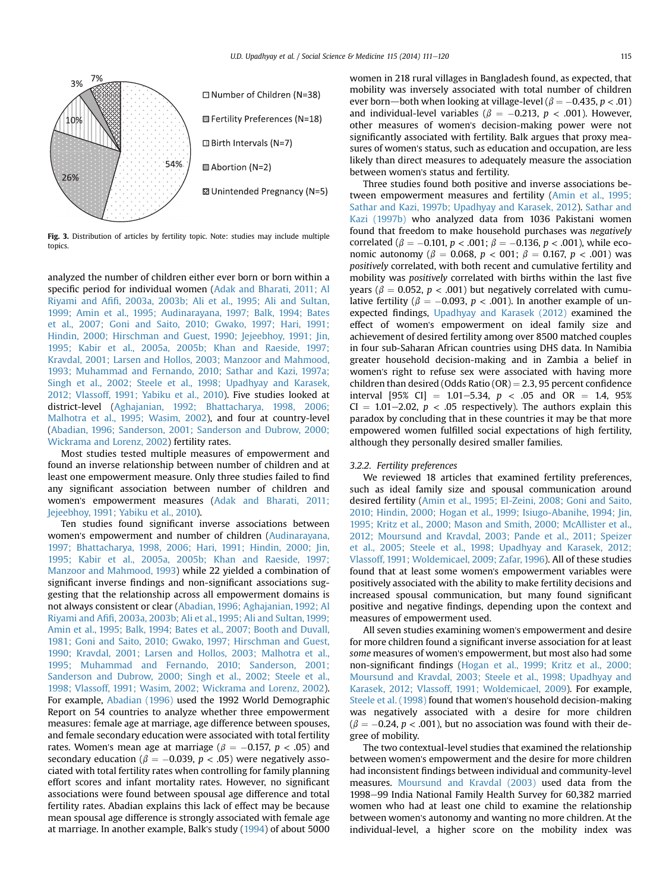3%

7%

10%

26%

54%

Number of Children (N=38)

Fertility Preferences (N=18)

Birth Intervals (N=7)

Abortion (N=2)

Unintended Pregnancy (N=5)

**Fig. 3.** Distribution of articles by fertility topic. Note: studies may include multiple topics.

analyzed the number of children either ever born or born within a specific period for individual women (Adak and Bharati, 2011; Al Riyami and Afifi, 2003a, 2003b; Ali et al., 1995; Ali and Sultan, 1999; Amin et al., 1995; Audinarayana, 1997; Balk, 1994; Bates et al., 2007; Goni and Saito, 2010; Gwako, 1997; Hari, 1991; Hindin, 2000; Hirschman and Guest, 1990; Jejeebhoy, 1991; Jin, 1995; Kabir et al., 2005a, 2005b; Khan and Raeside, 1997; Kravdal, 2001; Larsen and Hollos, 2003; Manzoor and Mahmood, 1993; Muhammad and Fernando, 2010; Sathar and Kazi, 1997a; Singh et al., 2002; Steele et al., 1998; Upadhyay and Karasek, 2012; Vlassoff, 1991; Yabiku et al., 2010). Five studies looked at district-level (Aghajanian, 1992; Bhattacharya, 1998, 2006; Malhotra et al., 1995; Wasim, 2002), and four at country-level (Abadian, 1996; Sanderson, 2001; Sanderson and Dubrow, 2000; Wickrama and Lorenz, 2002) fertility rates.

Most studies tested multiple measures of empowerment and found an inverse relationship between number of children and at least one empowerment measure. Only three studies failed to find any significant association between number of children and women's empowerment measures (Adak and Bharati, 2011; Jejeebhoy, 1991; Yabiku et al., 2010).

Ten studies found significant inverse associations between women's empowerment and number of children (Audinarayana, 1997; Bhattacharya, 1998, 2006; Hari, 1991; Hindin, 2000; Jin, 1995; Kabir et al., 2005a, 2005b; Khan and Raeside, 1997; Manzoor and Mahmood, 1993) while 22 yielded a combination of significant inverse findings and non-significant associations suggesting that the relationship across all empowerment domains is not always consistent or clear (Abadian, 1996; Aghajanian, 1992; Al Riyami and Afifi, 2003a, 2003b; Ali et al., 1995; Ali and Sultan, 1999; Amin et al., 1995; Balk, 1994; Bates et al., 2007; Booth and Duvall, 1981; Goni and Saito, 2010; Gwako, 1997; Hirschman and Guest, 1990; Kravdal, 2001; Larsen and Hollos, 2003; Malhotra et al., 1995; Muhammad and Fernando, 2010; Sanderson, 2001; Sanderson and Dubrow, 2000; Singh et al., 2002; Steele et al., 1998; Vlassoff, 1991; Wasim, 2002; Wickrama and Lorenz, 2002). For example, Abadian (1996) used the 1992 World Demographic Report on 54 countries to analyze whether three empowerment measures: female age at marriage, age difference between spouses, and female secondary education were associated with total fertility rates. Women's mean age at marriage ($\beta = -0.157$, $p < .05$) and secondary education ($\beta = -0.039$, $p < .05$) were negatively associated with total fertility rates when controlling for family planning effort scores and infant mortality rates. However, no significant associations were found between spousal age difference and total fertility rates. Abadian explains this lack of effect may be because mean spousal age difference is strongly associated with female age at marriage. In another example, Balk's study (1994) of about 5000 women in 218 rural villages in Bangladesh found, as expected, that mobility was inversely associated with total number of children ever born—both when looking at village-level ($\beta = -0.435$, $p < .01$) and individual-level variables ($\beta = -0.213$, $p < .001$). However, other measures of women's decision-making power were not significantly associated with fertility. Balk argues that proxy measures of women's status, such as education and occupation, are less likely than direct measures to adequately measure the association between women's status and fertility.

Three studies found both positive and inverse associations between empowerment measures and fertility (Amin et al., 1995; Sathar and Kazi, 1997b; Upadhyay and Karasek, 2012). Sathar and Kazi (1997b) who analyzed data from 1036 Pakistani women found that freedom to make household purchases was *negatively* correlated ($\beta = -0.101$, $p < .001$; $\beta = -0.136$, $p < .001$), while economic autonomy ($\beta = 0.068$, $p <$ 001; $\beta = 0.167$, $p < .001$) was *positively* correlated, with both recent and cumulative fertility and mobility was *positively* correlated with births within the last five years ($\beta = 0.052$, $p < .001$) but negatively correlated with cumulative fertility ($\beta = -0.093$, $p < .001$). In another example of unexpected findings, Upadhyay and Karasek (2012) examined the effect of women's empowerment on ideal family size and achievement of desired fertility among over 8500 matched couples in four sub-Saharan African countries using DHS data. In Namibia greater household decision-making and in Zambia a belief in women's right to refuse sex were associated with having more children than desired (Odds Ratio (OR) = 2.3, 95 percent confidence interval [95% CI] = 1.01–5.34, $p < .05$ and OR = 1.4, 95% CI = 1.01–2.02, $p < .05$ respectively). The authors explain this paradox by concluding that in these countries it may be that more empowered women fulfilled social expectations of high fertility, although they personally desired smaller families.

### 3.2.2. Fertility preferences

We reviewed 18 articles that examined fertility preferences, such as ideal family size and spousal communication around desired fertility (Amin et al., 1995; El-Zeini, 2008; Goni and Saito, 2010; Hindin, 2000; Hogan et al., 1999; Isiugo-Abanihe, 1994; Jin, 1995; Kritz et al., 2000; Mason and Smith, 2000; McAllister et al., 2012; Moursund and Kravdal, 2003; Pande et al., 2011; Speizer et al., 2005; Steele et al., 1998; Upadhyay and Karasek, 2012; Vlassoff, 1991; Woldemicael, 2009; Zafar, 1996). All of these studies found that at least some women's empowerment variables were positively associated with the ability to make fertility decisions and increased spousal communication, but many found significant positive and negative findings, depending upon the context and measures of empowerment used.

All seven studies examining women's empowerment and desire for more children found a significant inverse association for at least *some* measures of women's empowerment, but most also had some non-significant findings (Hogan et al., 1999; Kritz et al., 2000; Moursund and Kravdal, 2003; Steele et al., 1998; Upadhyay and Karasek, 2012; Vlassoff, 1991; Woldemicael, 2009). For example, Steele et al. (1998) found that women's household decision-making was negatively associated with a desire for more children ($\beta = -0.24$, $p < .001$), but no association was found with their degree of mobility.

The two contextual-level studies that examined the relationship between women's empowerment and the desire for more children had inconsistent findings between individual and community-level measures. Moursund and Kravdal (2003) used data from the 1998–99 India National Family Health Survey for 60,382 married women who had at least one child to examine the relationship between women's autonomy and wanting no more children. At the individual-level, a higher score on the mobility index was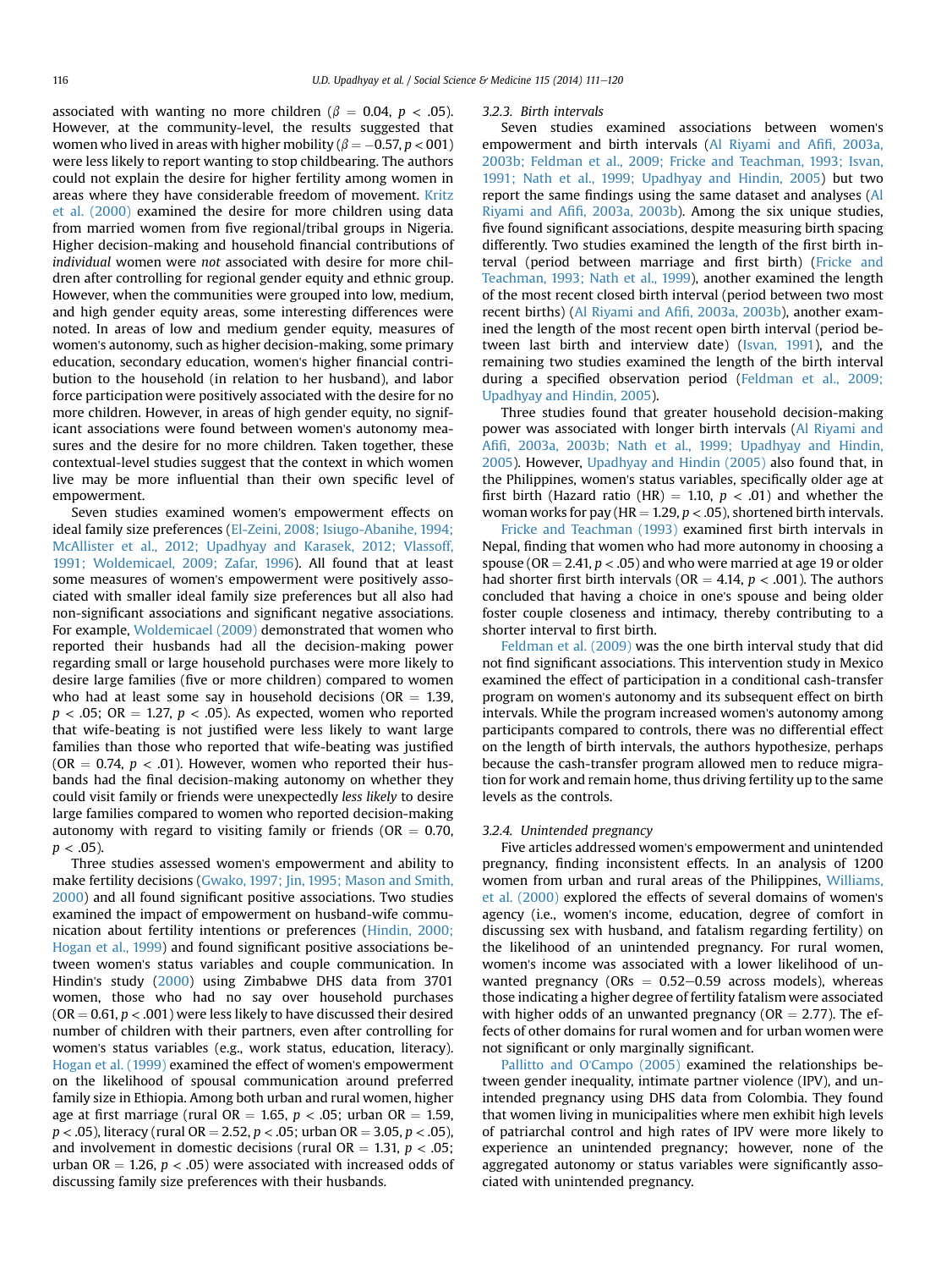associated with wanting no more children ($\beta = 0.04$, $p < .05$). However, at the community-level, the results suggested that women who lived in areas with higher mobility ($\beta = -0.57$, $p < 001$) were less likely to report wanting to stop childbearing. The authors could not explain the desire for higher fertility among women in areas where they have considerable freedom of movement. Kritz et al. (2000) examined the desire for more children using data from married women from five regional/tribal groups in Nigeria. Higher decision-making and household financial contributions of *individual* women were *not* associated with desire for more children after controlling for regional gender equity and ethnic group. However, when the communities were grouped into low, medium, and high gender equity areas, some interesting differences were noted. In areas of low and medium gender equity, measures of women's autonomy, such as higher decision-making, some primary education, secondary education, women's higher financial contribution to the household (in relation to her husband), and labor force participation were positively associated with the desire for no more children. However, in areas of high gender equity, no significant associations were found between women's autonomy measures and the desire for no more children. Taken together, these contextual-level studies suggest that the context in which women live may be more influential than their own specific level of empowerment.

Seven studies examined women's empowerment effects on ideal family size preferences (El-Zeini, 2008; Isiugo-Abanihe, 1994; McAllister et al., 2012; Upadhyay and Karasek, 2012; Vlassoff, 1991; Woldemicael, 2009; Zafar, 1996). All found that at least some measures of women's empowerment were positively associated with smaller ideal family size preferences but all also had non-significant associations and significant negative associations. For example, Woldemicael (2009) demonstrated that women who reported their husbands had all the decision-making power regarding small or large household purchases were more likely to desire large families (five or more children) compared to women who had at least some say in household decisions (OR = 1.39, $p < .05$; OR = 1.27, $p < .05$). As expected, women who reported that wife-beating is not justified were less likely to want large families than those who reported that wife-beating was justified (OR = 0.74, $p < .01$). However, women who reported their husbands had the final decision-making autonomy on whether they could visit family or friends were unexpectedly *less likely* to desire large families compared to women who reported decision-making autonomy with regard to visiting family or friends (OR = 0.70, $p < .05$).

Three studies assessed women's empowerment and ability to make fertility decisions (Gwako, 1997; Jin, 1995; Mason and Smith, 2000) and all found significant positive associations. Two studies examined the impact of empowerment on husband-wife communication about fertility intentions or preferences (Hindin, 2000; Hogan et al., 1999) and found significant positive associations between women's status variables and couple communication. In Hindin's study (2000) using Zimbabwe DHS data from 3701 women, those who had no say over household purchases (OR = 0.61, $p < .001$) were less likely to have discussed their desired number of children with their partners, even after controlling for women's status variables (e.g., work status, education, literacy). Hogan et al. (1999) examined the effect of women's empowerment on the likelihood of spousal communication around preferred family size in Ethiopia. Among both urban and rural women, higher age at first marriage (rural OR = 1.65, $p < .05$; urban OR = 1.59, $p < .05$), literacy (rural OR = 2.52, $p < .05$; urban OR = 3.05, $p < .05$), and involvement in domestic decisions (rural OR = 1.31, $p < .05$; urban OR = 1.26, $p < .05$) were associated with increased odds of discussing family size preferences with their husbands.

### 3.2.3. Birth intervals

Seven studies examined associations between women's empowerment and birth intervals (Al Riyami and Afifi, 2003a, 2003b; Feldman et al., 2009; Fricke and Teachman, 1993; Isvan, 1991; Nath et al., 1999; Upadhyay and Hindin, 2005) but two report the same findings using the same dataset and analyses (Al Riyami and Afifi, 2003a, 2003b). Among the six unique studies, five found significant associations, despite measuring birth spacing differently. Two studies examined the length of the first birth interval (period between marriage and first birth) (Fricke and Teachman, 1993; Nath et al., 1999), another examined the length of the most recent closed birth interval (period between two most recent births) (Al Riyami and Afifi, 2003a, 2003b), another examined the length of the most recent open birth interval (period between last birth and interview date) (Isvan, 1991), and the remaining two studies examined the length of the birth interval during a specified observation period (Feldman et al., 2009; Upadhyay and Hindin, 2005).

Three studies found that greater household decision-making power was associated with longer birth intervals (Al Riyami and Afifi, 2003a, 2003b; Nath et al., 1999; Upadhyay and Hindin, 2005). However, Upadhyay and Hindin (2005) also found that, in the Philippines, women's status variables, specifically older age at first birth (Hazard ratio (HR) = 1.10, $p < .01$) and whether the woman works for pay (HR = 1.29, $p < .05$), shortened birth intervals.

Fricke and Teachman (1993) examined first birth intervals in Nepal, finding that women who had more autonomy in choosing a spouse (OR = 2.41, $p < .05$) and who were married at age 19 or older had shorter first birth intervals (OR = 4.14, $p < .001$). The authors concluded that having a choice in one's spouse and being older foster couple closeness and intimacy, thereby contributing to a shorter interval to first birth.

Feldman et al. (2009) was the one birth interval study that did not find significant associations. This intervention study in Mexico examined the effect of participation in a conditional cash-transfer program on women's autonomy and its subsequent effect on birth intervals. While the program increased women's autonomy among participants compared to controls, there was no differential effect on the length of birth intervals, the authors hypothesize, perhaps because the cash-transfer program allowed men to reduce migration for work and remain home, thus driving fertility up to the same levels as the controls.

### 3.2.4. Unintended pregnancy

Five articles addressed women's empowerment and unintended pregnancy, finding inconsistent effects. In an analysis of 1200 women from urban and rural areas of the Philippines, Williams, et al. (2000) explored the effects of several domains of women's agency (i.e., women's income, education, degree of comfort in discussing sex with husband, and fatalism regarding fertility) on the likelihood of an unintended pregnancy. For rural women, women's income was associated with a lower likelihood of unwanted pregnancy (ORs = 0.52–0.59 across models), whereas those indicating a higher degree of fertility fatalism were associated with higher odds of an unwanted pregnancy (OR = 2.77). The effects of other domains for rural women and for urban women were not significant or only marginally significant.

Pallitto and O'Campo (2005) examined the relationships between gender inequality, intimate partner violence (IPV), and unintended pregnancy using DHS data from Colombia. They found that women living in municipalities where men exhibit high levels of patriarchal control and high rates of IPV were more likely to experience an unintended pregnancy; however, none of the aggregated autonomy or status variables were significantly associated with unintended pregnancy.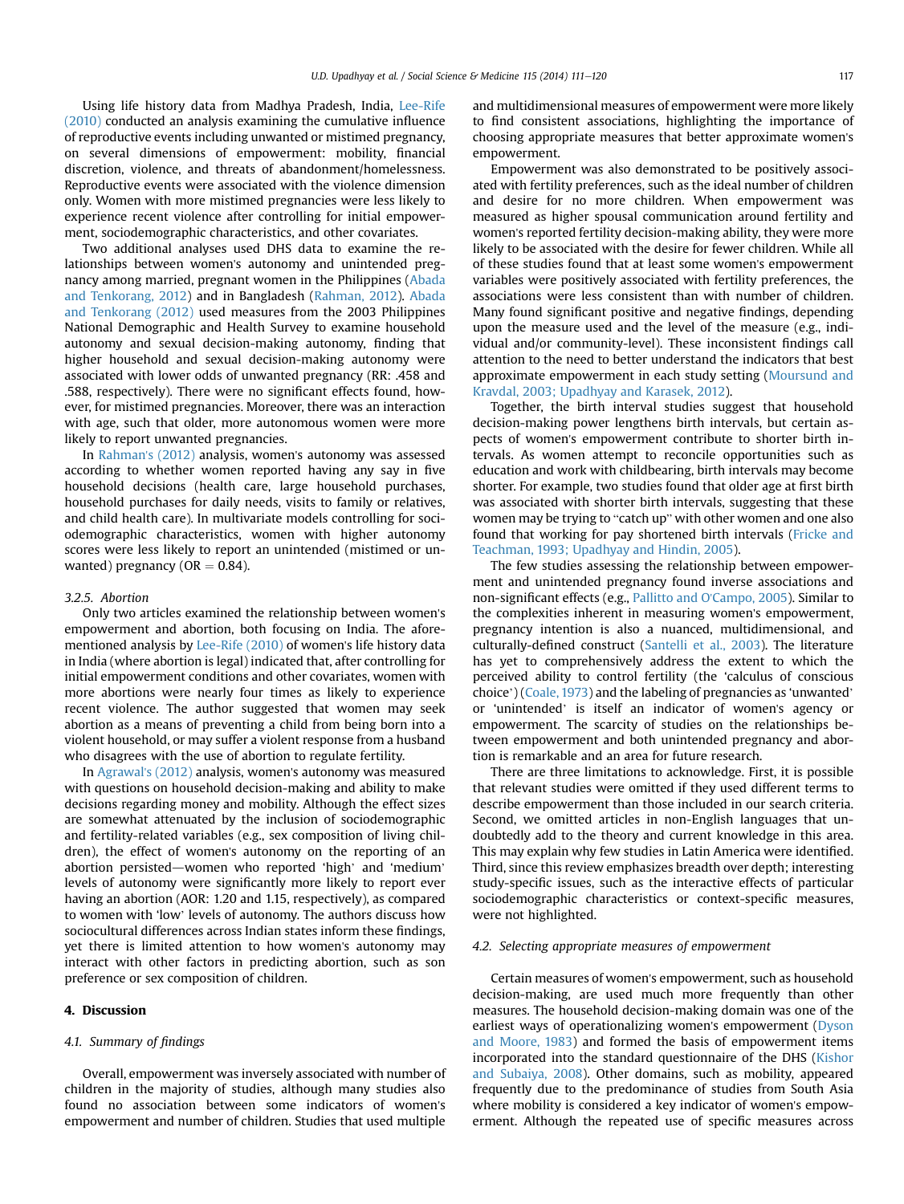Using life history data from Madhya Pradesh, India, Lee-Rife (2010) conducted an analysis examining the cumulative influence of reproductive events including unwanted or mistimed pregnancy, on several dimensions of empowerment: mobility, financial discretion, violence, and threats of abandonment/homelessness. Reproductive events were associated with the violence dimension only. Women with more mistimed pregnancies were less likely to experience recent violence after controlling for initial empowerment, sociodemographic characteristics, and other covariates.

Two additional analyses used DHS data to examine the relationships between women's autonomy and unintended pregnancy among married, pregnant women in the Philippines (Abada and Tenkorang, 2012) and in Bangladesh (Rahman, 2012). Abada and Tenkorang (2012) used measures from the 2003 Philippines National Demographic and Health Survey to examine household autonomy and sexual decision-making autonomy, finding that higher household and sexual decision-making autonomy were associated with lower odds of unwanted pregnancy (RR: .458 and .588, respectively). There were no significant effects found, however, for mistimed pregnancies. Moreover, there was an interaction with age, such that older, more autonomous women were more likely to report unwanted pregnancies.

In Rahman's (2012) analysis, women's autonomy was assessed according to whether women reported having any say in five household decisions (health care, large household purchases, household purchases for daily needs, visits to family or relatives, and child health care). In multivariate models controlling for sociodemographic characteristics, women with higher autonomy scores were less likely to report an unintended (mistimed or unwanted) pregnancy (OR = 0.84).

### 3.2.5. Abortion

Only two articles examined the relationship between women's empowerment and abortion, both focusing on India. The aforementioned analysis by Lee-Rife (2010) of women's life history data in India (where abortion is legal) indicated that, after controlling for initial empowerment conditions and other covariates, women with more abortions were nearly four times as likely to experience recent violence. The author suggested that women may seek abortion as a means of preventing a child from being born into a violent household, or may suffer a violent response from a husband who disagrees with the use of abortion to regulate fertility.

In Agrawal's (2012) analysis, women's autonomy was measured with questions on household decision-making and ability to make decisions regarding money and mobility. Although the effect sizes are somewhat attenuated by the inclusion of sociodemographic and fertility-related variables (e.g., sex composition of living children), the effect of women's autonomy on the reporting of an abortion persisted—women who reported 'high' and 'medium' levels of autonomy were significantly more likely to report ever having an abortion (AOR: 1.20 and 1.15, respectively), as compared to women with 'low' levels of autonomy. The authors discuss how sociocultural differences across Indian states inform these findings, yet there is limited attention to how women's autonomy may interact with other factors in predicting abortion, such as son preference or sex composition of children.

## 4. Discussion

### 4.1. Summary of findings

Overall, empowerment was inversely associated with number of children in the majority of studies, although many studies also found no association between some indicators of women's empowerment and number of children. Studies that used multiple and multidimensional measures of empowerment were more likely to find consistent associations, highlighting the importance of choosing appropriate measures that better approximate women's empowerment.

Empowerment was also demonstrated to be positively associated with fertility preferences, such as the ideal number of children and desire for no more children. When empowerment was measured as higher spousal communication around fertility and women's reported fertility decision-making ability, they were more likely to be associated with the desire for fewer children. While all of these studies found that at least some women's empowerment variables were positively associated with fertility preferences, the associations were less consistent than with number of children. Many found significant positive and negative findings, depending upon the measure used and the level of the measure (e.g., individual and/or community-level). These inconsistent findings call attention to the need to better understand the indicators that best approximate empowerment in each study setting (Moursund and Kravdal, 2003; Upadhyay and Karasek, 2012).

Together, the birth interval studies suggest that household decision-making power lengthens birth intervals, but certain aspects of women's empowerment contribute to shorter birth intervals. As women attempt to reconcile opportunities such as education and work with childbearing, birth intervals may become shorter. For example, two studies found that older age at first birth was associated with shorter birth intervals, suggesting that these women may be trying to "catch up" with other women and one also found that working for pay shortened birth intervals (Fricke and Teachman, 1993; Upadhyay and Hindin, 2005).

The few studies assessing the relationship between empowerment and unintended pregnancy found inverse associations and non-significant effects (e.g., Pallitto and O'Campo, 2005). Similar to the complexities inherent in measuring women's empowerment, pregnancy intention is also a nuanced, multidimensional, and culturally-defined construct (Santelli et al., 2003). The literature has yet to comprehensively address the extent to which the perceived ability to control fertility (the 'calculus of conscious choice') (Coale, 1973) and the labeling of pregnancies as 'unwanted' or 'unintended' is itself an indicator of women's agency or empowerment. The scarcity of studies on the relationships between empowerment and both unintended pregnancy and abortion is remarkable and an area for future research.

There are three limitations to acknowledge. First, it is possible that relevant studies were omitted if they used different terms to describe empowerment than those included in our search criteria. Second, we omitted articles in non-English languages that undoubtedly add to the theory and current knowledge in this area. This may explain why few studies in Latin America were identified. Third, since this review emphasizes breadth over depth; interesting study-specific issues, such as the interactive effects of particular sociodemographic characteristics or context-specific measures, were not highlighted.

### 4.2. Selecting appropriate measures of empowerment

Certain measures of women's empowerment, such as household decision-making, are used much more frequently than other measures. The household decision-making domain was one of the earliest ways of operationalizing women's empowerment (Dyson and Moore, 1983) and formed the basis of empowerment items incorporated into the standard questionnaire of the DHS (Kishor and Subaiya, 2008). Other domains, such as mobility, appeared frequently due to the predominance of studies from South Asia where mobility is considered a key indicator of women's empowerment. Although the repeated use of specific measures across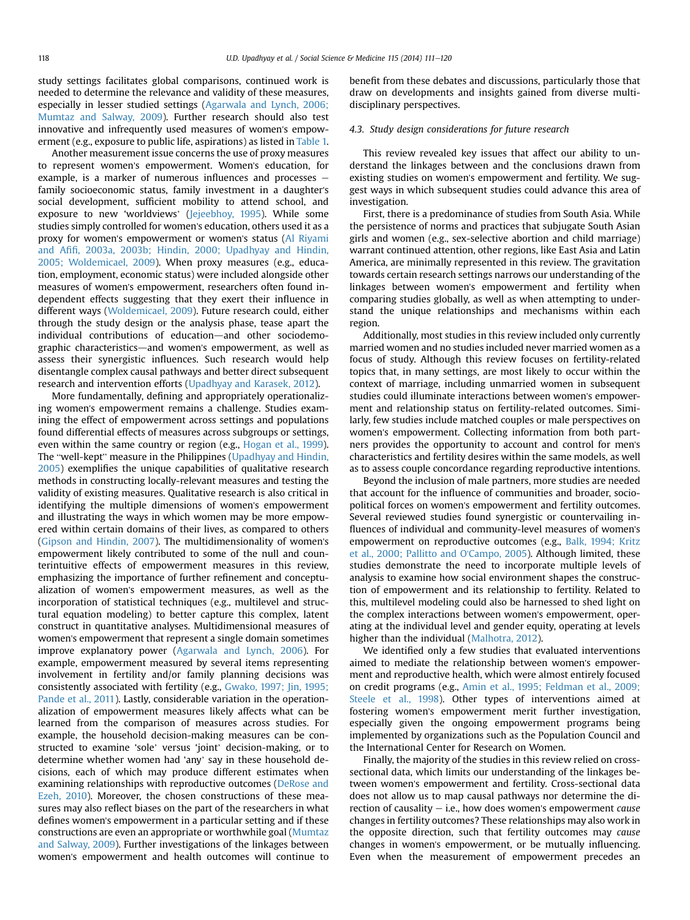study settings facilitates global comparisons, continued work is needed to determine the relevance and validity of these measures, especially in lesser studied settings (Agarwala and Lynch, 2006; Mumtaz and Salway, 2009). Further research should also test innovative and infrequently used measures of women's empowerment (e.g., exposure to public life, aspirations) as listed in Table 1.

Another measurement issue concerns the use of proxy measures to represent women's empowerment. Women's education, for example, is a marker of numerous influences and processes — family socioeconomic status, family investment in a daughter's social development, sufficient mobility to attend school, and exposure to new 'worldviews' (Jejeebhoy, 1995). While some studies simply controlled for women's education, others used it as a proxy for women's empowerment or women's status (Al Riyami and Afifi, 2003a, 2003b; Hindin, 2000; Upadhyay and Hindin, 2005; Woldemicael, 2009). When proxy measures (e.g., education, employment, economic status) were included alongside other measures of women's empowerment, researchers often found independent effects suggesting that they exert their influence in different ways (Woldemicael, 2009). Future research could, either through the study design or the analysis phase, tease apart the individual contributions of education—and other sociodemographic characteristics—and women's empowerment, as well as assess their synergistic influences. Such research would help disentangle complex causal pathways and better direct subsequent research and intervention efforts (Upadhyay and Karasek, 2012).

More fundamentally, defining and appropriately operationalizing women's empowerment remains a challenge. Studies examining the effect of empowerment across settings and populations found differential effects of measures across subgroups or settings, even within the same country or region (e.g., Hogan et al., 1999). The "well-kept" measure in the Philippines (Upadhyay and Hindin, 2005) exemplifies the unique capabilities of qualitative research methods in constructing locally-relevant measures and testing the validity of existing measures. Qualitative research is also critical in identifying the multiple dimensions of women's empowerment and illustrating the ways in which women may be more empowered within certain domains of their lives, as compared to others (Gipson and Hindin, 2007). The multidimensionality of women's empowerment likely contributed to some of the null and counterintuitive effects of empowerment measures in this review, emphasizing the importance of further refinement and conceptualization of women's empowerment measures, as well as the incorporation of statistical techniques (e.g., multilevel and structural equation modeling) to better capture this complex, latent construct in quantitative analyses. Multidimensional measures of women's empowerment that represent a single domain sometimes improve explanatory power (Agarwala and Lynch, 2006). For example, empowerment measured by several items representing involvement in fertility and/or family planning decisions was consistently associated with fertility (e.g., Gwako, 1997; Jin, 1995; Pande et al., 2011). Lastly, considerable variation in the operationalization of empowerment measures likely affects what can be learned from the comparison of measures across studies. For example, the household decision-making measures can be constructed to examine 'sole' versus 'joint' decision-making, or to determine whether women had 'any' say in these household decisions, each of which may produce different estimates when examining relationships with reproductive outcomes (DeRose and Ezeh, 2010). Moreover, the chosen constructions of these measures may also reflect biases on the part of the researchers in what defines women's empowerment in a particular setting and if these constructions are even an appropriate or worthwhile goal (Mumtaz and Salway, 2009). Further investigations of the linkages between women's empowerment and health outcomes will continue to benefit from these debates and discussions, particularly those that draw on developments and insights gained from diverse multidisciplinary perspectives.

### 4.3. Study design considerations for future research

This review revealed key issues that affect our ability to understand the linkages between and the conclusions drawn from existing studies on women's empowerment and fertility. We suggest ways in which subsequent studies could advance this area of investigation.

First, there is a predominance of studies from South Asia. While the persistence of norms and practices that subjugate South Asian girls and women (e.g., sex-selective abortion and child marriage) warrant continued attention, other regions, like East Asia and Latin America, are minimally represented in this review. The gravitation towards certain research settings narrows our understanding of the linkages between women's empowerment and fertility when comparing studies globally, as well as when attempting to understand the unique relationships and mechanisms within each region.

Additionally, most studies in this review included only currently married women and no studies included never married women as a focus of study. Although this review focuses on fertility-related topics that, in many settings, are most likely to occur within the context of marriage, including unmarried women in subsequent studies could illuminate interactions between women's empowerment and relationship status on fertility-related outcomes. Similarly, few studies include matched couples or male perspectives on women's empowerment. Collecting information from both partners provides the opportunity to account and control for men's characteristics and fertility desires within the same models, as well as to assess couple concordance regarding reproductive intentions.

Beyond the inclusion of male partners, more studies are needed that account for the influence of communities and broader, sociopolitical forces on women's empowerment and fertility outcomes. Several reviewed studies found synergistic or countervailing influences of individual and community-level measures of women's empowerment on reproductive outcomes (e.g., Balk, 1994; Kritz et al., 2000; Pallitto and O'Campo, 2005). Although limited, these studies demonstrate the need to incorporate multiple levels of analysis to examine how social environment shapes the construction of empowerment and its relationship to fertility. Related to this, multilevel modeling could also be harnessed to shed light on the complex interactions between women's empowerment, operating at the individual level and gender equity, operating at levels higher than the individual (Malhotra, 2012).

We identified only a few studies that evaluated interventions aimed to mediate the relationship between women's empowerment and reproductive health, which were almost entirely focused on credit programs (e.g., Amin et al., 1995; Feldman et al., 2009; Steele et al., 1998). Other types of interventions aimed at fostering women's empowerment merit further investigation, especially given the ongoing empowerment programs being implemented by organizations such as the Population Council and the International Center for Research on Women.

Finally, the majority of the studies in this review relied on cross-sectional data, which limits our understanding of the linkages between women's empowerment and fertility. Cross-sectional data does not allow us to map causal pathways nor determine the direction of causality – i.e., how does women's empowerment *cause* changes in fertility outcomes? These relationships may also work in the opposite direction, such that fertility outcomes may *cause* changes in women's empowerment, or be mutually influencing. Even when the measurement of empowerment precedes an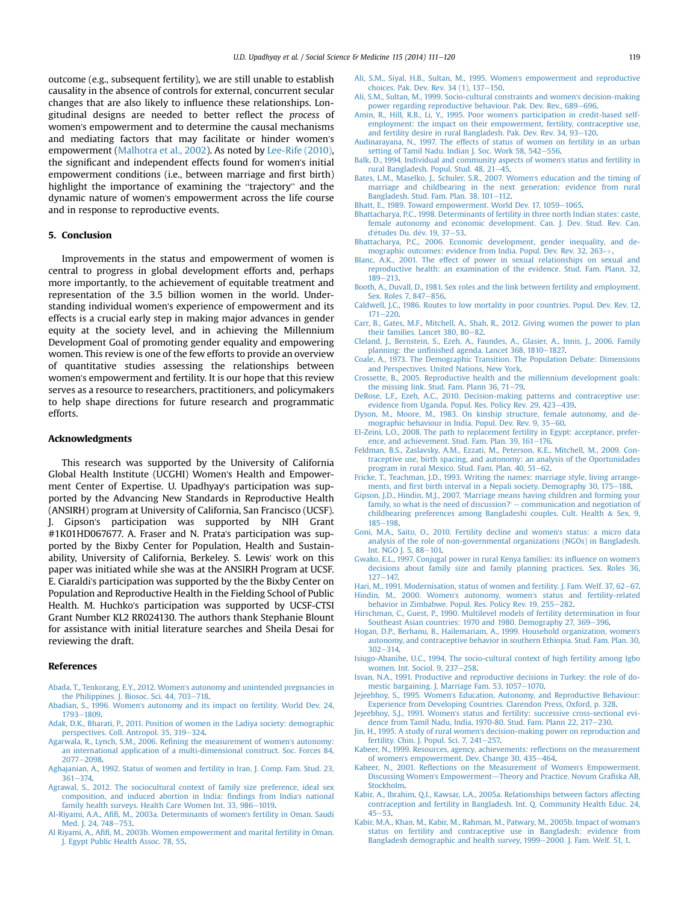outcome (e.g., subsequent fertility), we are still unable to establish causality in the absence of controls for external, concurrent secular changes that are also likely to influence these relationships. Longitudinal designs are needed to better reflect the *process* of women's empowerment and to determine the causal mechanisms and mediating factors that may facilitate or hinder women's empowerment (Malhotra et al., 2002). As noted by Lee-Rife (2010), the significant and independent effects found for women's initial empowerment conditions (i.e., between marriage and first birth) highlight the importance of examining the "trajectory" and the dynamic nature of women's empowerment across the life course and in response to reproductive events.

## 5. Conclusion

Improvements in the status and empowerment of women is central to progress in global development efforts and, perhaps more importantly, to the achievement of equitable treatment and representation of the 3.5 billion women in the world. Understanding individual women's experience of empowerment and its effects is a crucial early step in making major advances in gender equity at the society level, and in achieving the Millennium Development Goal of promoting gender equality and empowering women. This review is one of the few efforts to provide an overview of quantitative studies assessing the relationships between women's empowerment and fertility. It is our hope that this review serves as a resource to researchers, practitioners, and policymakers to help shape directions for future research and programmatic efforts.

## Acknowledgments

This research was supported by the University of California Global Health Institute (UCGHI) Women's Health and Empowerment Center of Expertise. U. Upadhyay's participation was supported by the Advancing New Standards in Reproductive Health (ANSIRH) program at University of California, San Francisco (UCSF). J. Gipson's participation was supported by NIH Grant #1K01HD067677. A. Fraser and N. Prata's participation was supported by the Bixby Center for Population, Health and Sustainability, University of California, Berkeley. S. Lewis' work on this paper was initiated while she was at the ANSIRH Program at UCSF. E. Ciaraldi's participation was supported by the the Bixby Center on Population and Reproductive Health in the Fielding School of Public Health. M. Huchko's participation was supported by UCSF-CTSI Grant Number KL2 RR024130. The authors thank Stephanie Blount for assistance with initial literature searches and Sheila Desai for reviewing the draft.

## References

Abada, T., Tenkorang, E.Y., 2012. Women's autonomy and unintended pregnancies in the Philippines. J. Biosoc. Sci. 44, 703–718.

Abadian, S., 1996. Women's autonomy and its impact on fertility. World Dev. 24, 1793–1809.

Adak, D.K., Bharati, P., 2011. Position of women in the Ladiya society: demographic perspectives. Coll. Antropol. 35, 319–324.

Agarwala, R., Lynch, S.M., 2006. Refining the measurement of women's autonomy: an international application of a multi-dimensional construct. Soc. Forces 84, 2077–2098.

Aghajanian, A., 1992. Status of women and fertility in Iran. J. Comp. Fam. Stud. 23, 361–374.

Agrawal, S., 2012. The sociocultural context of family size preference, ideal sex composition, and induced abortion in India: findings from India's national family health surveys. Health Care Women Int. 33, 986–1019.

Al-Riyami, A.A., Afifi, M., 2003a. Determinants of women's fertility in Oman. Saudi Med. J. 24, 748–753.

Al Riyami, A., Afifi, M., 2003b. Women empowerment and marital fertility in Oman. J. Egypt Public Health Assoc. 78, 55.

Ali, S.M., Siyal, H.B., Sultan, M., 1995. Women's empowerment and reproductive choices. Pak. Dev. Rev. 34 (1), 137–150.

Ali, S.M., Sultan, M., 1999. Socio-cultural constraints and women's decision-making power regarding reproductive behaviour. Pak. Dev. Rev., 689–696.

Amin, R., Hill, R.B., Li, Y., 1995. Poor women's participation in credit-based self-employment: the impact on their empowerment, fertility, contraceptive use, and fertility desire in rural Bangladesh. Pak. Dev. Rev. 34, 93–120.

Audinarayana, N., 1997. The effects of status of women on fertility in an urban setting of Tamil Nadu. Indian J. Soc. Work 58, 542–556.

Balk, D., 1994. Individual and community aspects of women's status and fertility in rural Bangladesh. Popul. Stud. 48, 21–45.

Bates, L.M., Maselko, J., Schuler, S.R., 2007. Women's education and the timing of marriage and childbearing in the next generation: evidence from rural Bangladesh. Stud. Fam. Plan. 38, 101–112.

Bhatt, E., 1989. Toward empowerment. World Dev. 17, 1059–1065.

Bhattacharya, P.C., 1998. Determinants of fertility in three north Indian states: caste, female autonomy and economic development. Can. J. Dev. Stud. Rev. Can. d'études Du. dév. 19, 37–53.

Bhattacharya, P.C., 2006. Economic development, gender inequality, and demographic outcomes: evidence from India. Popul. Dev. Rev. 32, 263–+.

Blanc, A.K., 2001. The effect of power in sexual relationships on sexual and reproductive health: an examination of the evidence. Stud. Fam. Plann. 32, 189–213.

Booth, A., Duvall, D., 1981. Sex roles and the link between fertility and employment. Sex. Roles 7, 847–856.

Caldwell, J.C., 1986. Routes to low mortality in poor countries. Popul. Dev. Rev. 12, 171–220.

Carr, B., Gates, M.F., Mitchell, A., Shah, R., 2012. Giving women the power to plan their families. Lancet 380, 80–82.

Cleland, J., Bernstein, S., Ezeh, A., Faundes, A., Glasier, A., Innis, J., 2006. Family planning: the unfinished agenda. Lancet 368, 1810–1827.

Coale, A., 1973. The Demographic Transition. The Population Debate: Dimensions and Perspectives. United Nations, New York.

Crossette, B., 2005. Reproductive health and the millennium development goals: the missing link. Stud. Fam. Plann 36, 71–79.

DeRose, L.F., Ezeh, A.C., 2010. Decision-making patterns and contraceptive use: evidence from Uganda. Popul. Res. Policy Rev. 29, 423–439.

Dyson, M., Moore, M., 1983. On kinship structure, female autonomy, and demographic behaviour in India. Popul. Dev. Rev. 9, 35–60.

El-Zeini, L.O., 2008. The path to replacement fertility in Egypt: acceptance, preference, and achievement. Stud. Fam. Plan. 39, 161–176.

Feldman, B.S., Zaslavsky, A.M., Ezzati, M., Peterson, K.E., Mitchell, M., 2009. Contraceptive use, birth spacing, and autonomy: an analysis of the Oportunidades program in rural Mexico. Stud. Fam. Plan. 40, 51–62.

Fricke, T., Teachman, J.D., 1993. Writing the names: marriage style, living arrangements, and first birth interval in a Nepali society. Demography 30, 175–188.

Gipson, J.D., Hindin, M.J., 2007. 'Marriage means having children and forming your family, so what is the need of discussion?' – communication and negotiation of childbearing preferences among Bangladeshi couples. Cult. Health & Sex. 9, 185–198.

Goni, M.A., Saito, O., 2010. Fertility decline and women's status: a micro data analysis of the role of non-governmental organizations (NGOs) in Bangladesh. Int. NGO J. 5, 88–101.

Gwako, E.L., 1997. Conjugal power in rural Kenya families: its influence on women's decisions about family size and family planning practices. Sex. Roles 36, 127–147.

Hari, M., 1991. Modernisation, status of women and fertility. J. Fam. Welf. 37, 62–67.

Hindin, M., 2000. Women's autonomy, women's status and fertility-related behavior in Zimbabwe. Popul. Res. Policy Rev. 19, 255–282.

Hirschman, C., Guest, P., 1990. Multilevel models of fertility determination in four Southeast Asian countries: 1970 and 1980. Demography 27, 369–396.

Hogan, D.P., Berhanu, B., Hailemariam, A., 1999. Household organization, women's autonomy, and contraceptive behavior in southern Ethiopia. Stud. Fam. Plan. 30, 302–314.

Isiugo-Abanihe, U.C., 1994. The socio-cultural context of high fertility among Igbo women. Int. Sociol. 9, 237–258.

Isvan, N.A., 1991. Productive and reproductive decisions in Turkey: the role of domestic bargaining. J. Marriage Fam. 53, 1057–1070.

Jejeebhoy, S., 1995. Women's Education, Autonomy, and Reproductive Behaviour: Experience from Developing Countries. Clarendon Press, Oxford, p. 328.

Jejeebhoy, S.J., 1991. Women's status and fertility: successive cross-sectional evidence from Tamil Nadu, India, 1970-80. Stud. Fam. Plann 22, 217–230.

Jin, H., 1995. A study of rural women's decision-making power on reproduction and fertility. Chin. J. Popul. Sci. 7, 241–257.

Kabeer, N., 1999. Resources, agency, achievements: reflections on the measurement of women's empowerment. Dev. Change 30, 435–464.

Kabeer, N., 2001. Reflections on the Measurement of Women's Empowerment. Discussing Women's Empowerment—Theory and Practice. Novum Grafiska AB, Stockholm.

Kabir, A., Ibrahim, Q.I., Kawsar, L.A., 2005a. Relationships between factors affecting contraception and fertility in Bangladesh. Int. Q. Community Health Educ. 24, 45–53.

Kabir, M.A., Khan, M., Kabir, M., Rahman, M., Patwary, M., 2005b. Impact of woman's status on fertility and contraceptive use in Bangladesh: evidence from Bangladesh demographic and health survey, 1999–2000. J. Fam. Welf. 51, 1.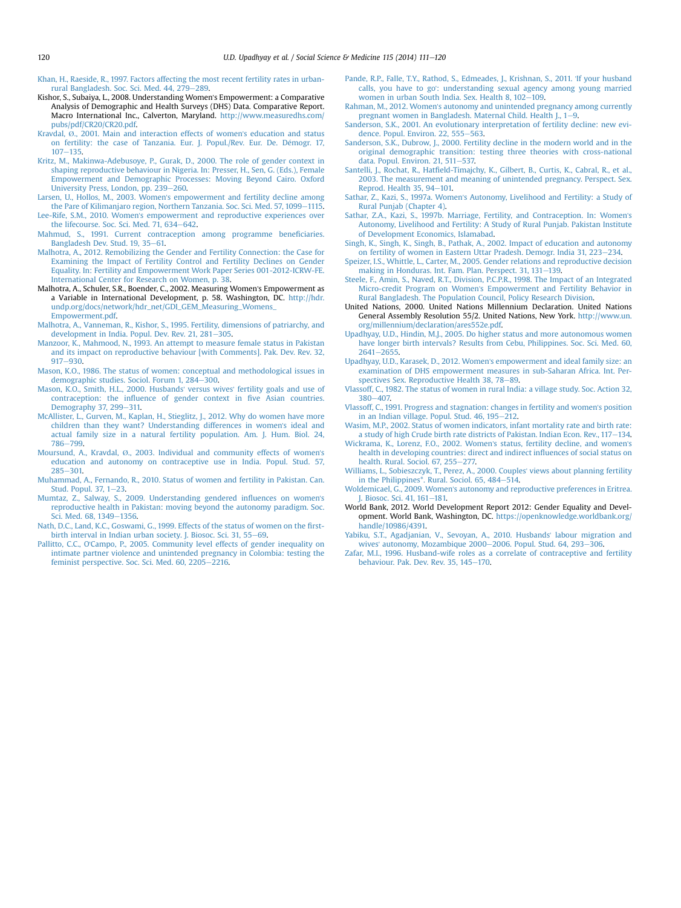Khan, H., Raeside, R., 1997. Factors affecting the most recent fertility rates in urban-rural Bangladesh. Soc. Sci. Med. 44, 279–289.

Kishor, S., Subaiya, L., 2008. Understanding Women's Empowerment: a Comparative Analysis of Demographic and Health Surveys (DHS) Data. Comparative Report. Macro International Inc., Calverton, Maryland. http://www.measuredhs.com/pubs/pdf/CR20/CR20.pdf.

Kravdal, Ø., 2001. Main and interaction effects of women's education and status on fertility: the case of Tanzania. Eur. J. Popul./Rev. Eur. De. Démogr. 17, 107–135.

Kritz, M., Makinwa-Adebusoye, P., Gurak, D., 2000. The role of gender context in shaping reproductive behaviour in Nigeria. In: Presser, H., Sen, G. (Eds.), Female Empowerment and Demographic Processes: Moving Beyond Cairo. Oxford University Press, London, pp. 239–260.

Larsen, U., Hollos, M., 2003. Women's empowerment and fertility decline among the Pare of Kilimanjaro region, Northern Tanzania. Soc. Sci. Med. 57, 1099–1115.

Lee-Rife, S.M., 2010. Women's empowerment and reproductive experiences over the lifecourse. Soc. Sci. Med. 71, 634–642.

Mahmud, S., 1991. Current contraception among programme beneficiaries. Bangladesh Dev. Stud. 19, 35–61.

Malhotra, A., 2012. Remobilizing the Gender and Fertility Connection: the Case for Examining the Impact of Fertility Control and Fertility Declines on Gender Equality. In: Fertility and Empowerment Work Paper Series 001-2012-ICRW-FE. International Center for Research on Women, p. 38.

Malhotra, A., Schuler, S.R., Boender, C., 2002. Measuring Women's Empowerment as a Variable in International Development, p. 58. Washington, DC. http://hdr.undp.org/docs/network/hdr_net/GDI_GEM_Measuring_Womens_Empowerment.pdf.

Malhotra, A., Vanneman, R., Kishor, S., 1995. Fertility, dimensions of patriarchy, and development in India. Popul. Dev. Rev. 21, 281–305.

Manzoor, K., Mahmood, N., 1993. An attempt to measure female status in Pakistan and its impact on reproductive behaviour [with Comments]. Pak. Dev. Rev. 32, 917–930.

Mason, K.O., 1986. The status of women: conceptual and methodological issues in demographic studies. Sociol. Forum 1, 284–300.

Mason, K.O., Smith, H.L., 2000. Husbands' versus wives' fertility goals and use of contraception: the influence of gender context in five Asian countries. Demography 37, 299–311.

McAllister, L., Gurven, M., Kaplan, H., Stieglitz, J., 2012. Why do women have more children than they want? Understanding differences in women's ideal and actual family size in a natural fertility population. Am. J. Hum. Biol. 24, 786–799.

Moursund, A., Kravdal, Ø., 2003. Individual and community effects of women's education and autonomy on contraceptive use in India. Popul. Stud. 57, 285–301.

Muhammad, A., Fernando, R., 2010. Status of women and fertility in Pakistan. Can. Stud. Popul. 37, 1–23.

Mumtaz, Z., Salway, S., 2009. Understanding gendered influences on women's reproductive health in Pakistan: moving beyond the autonomy paradigm. Soc. Sci. Med. 68, 1349–1356.

Nath, D.C., Land, K.C., Goswami, G., 1999. Effects of the status of women on the first-birth interval in Indian urban society. J. Biosoc. Sci. 31, 55–69.

Pallitto, C.C., O'Campo, P., 2005. Community level effects of gender inequality on intimate partner violence and unintended pregnancy in Colombia: testing the feminist perspective. Soc. Sci. Med. 60, 2205–2216.

Pande, R.P., Falle, T.Y., Rathod, S., Edmeades, J., Krishnan, S., 2011. 'If your husband calls, you have to go': understanding sexual agency among young married women in urban South India. Sex. Health 8, 102–109.

Rahman, M., 2012. Women's autonomy and unintended pregnancy among currently pregnant women in Bangladesh. Maternal Child. Health J., 1–9.

Sanderson, S.K., 2001. An evolutionary interpretation of fertility decline: new evidence. Popul. Environ. 22, 555–563.

Sanderson, S.K., Dubrow, J., 2000. Fertility decline in the modern world and in the original demographic transition: testing three theories with cross-national data. Popul. Environ. 21, 511–537.

Santelli, J., Rochat, R., Hatfield-Timajchy, K., Gilbert, B., Curtis, K., Cabral, R., et al., 2003. The measurement and meaning of unintended pregnancy. Perspect. Sex. Reprod. Health 35, 94–101.

Sathar, Z., Kazi, S., 1997a. Women's Autonomy, Livelihood and Fertility: a Study of Rural Punjab (Chapter 4).

Sathar, Z.A., Kazi, S., 1997b. Marriage, Fertility, and Contraception. In: Women's Autonomy, Livelihood and Fertility: A Study of Rural Punjab. Pakistan Institute of Development Economics, Islamabad.

Singh, K., Singh, K., Singh, B., Pathak, A., 2002. Impact of education and autonomy on fertility of women in Eastern Uttar Pradesh. Demogr. India 31, 223–234.

Speizer, I.S., Whittle, L., Carter, M., 2005. Gender relations and reproductive decision making in Honduras. Int. Fam. Plan. Perspect. 31, 131–139.

Steele, F., Amin, S., Naved, R.T., Division, P.C.P.R., 1998. The Impact of an Integrated Micro-credit Program on Women's Empowerment and Fertility Behavior in Rural Bangladesh. The Population Council, Policy Research Division.

United Nations, 2000. United Nations Millennium Declaration. United Nations General Assembly Resolution 55/2. United Nations, New York. http://www.un.org/millennium/declaration/ares552e.pdf.

Upadhyay, U.D., Hindin, M.J., 2005. Do higher status and more autonomous women have longer birth intervals? Results from Cebu, Philippines. Soc. Sci. Med. 60, 2641–2655.

Upadhyay, U.D., Karasek, D., 2012. Women's empowerment and ideal family size: an examination of DHS empowerment measures in sub-Saharan Africa. Int. Perspectives Sex. Reproductive Health 38, 78–89.

Vlassoff, C., 1982. The status of women in rural India: a village study. Soc. Action 32, 380–407.

Vlassoff, C., 1991. Progress and stagnation: changes in fertility and women's position in an Indian village. Popul. Stud. 46, 195–212.

Wasim, M.P., 2002. Status of women indicators, infant mortality rate and birth rate: a study of high Crude birth rate districts of Pakistan. Indian Econ. Rev., 117–134.

Wickrama, K., Lorenz, F.O., 2002. Women's status, fertility decline, and women's health in developing countries: direct and indirect influences of social status on health. Rural. Sociol. 67, 255–277.

Williams, L., Sobieszczyk, T., Perez, A., 2000. Couples' views about planning fertility in the Philippines*. Rural. Sociol. 65, 484–514.

Woldemicael, G., 2009. Women's autonomy and reproductive preferences in Eritrea. J. Biosoc. Sci. 41, 161–181.

World Bank, 2012. World Development Report 2012: Gender Equality and Development. World Bank, Washington, DC. https://openknowledge.worldbank.org/handle/10986/4391.

Yabiku, S.T., Agadjanian, V., Sevoyan, A., 2010. Husbands' labour migration and wives' autonomy, Mozambique 2000–2006. Popul. Stud. 64, 293–306.

Zafar, M.I., 1996. Husband-wife roles as a correlate of contraceptive and fertility behaviour. Pak. Dev. Rev. 35, 145–170.